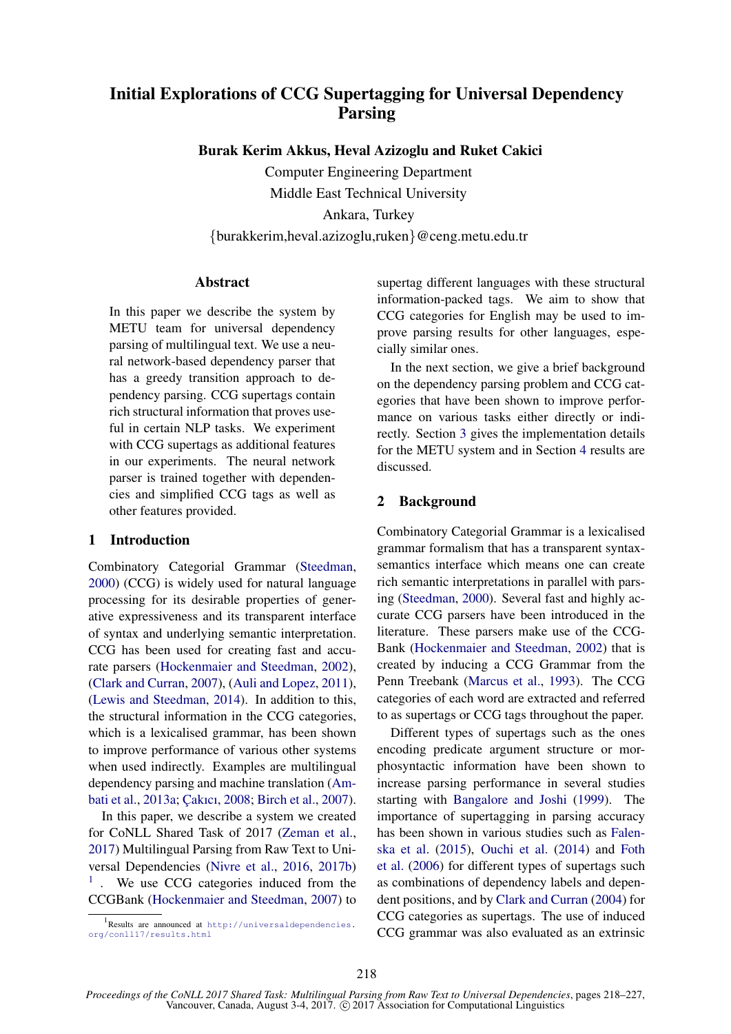# Initial Explorations of CCG Supertagging for Universal Dependency Parsing

**Burak Kerim Akkus, Heval Azizoglu and Ruket Cakici**

Computer Engineering Department
Middle East Technical University
Ankara, Turkey
{burakkerim,heval.azizoglu,ruken}@ceng.metu.edu.tr

## Abstract

In this paper we describe the system by METU team for universal dependency parsing of multilingual text. We use a neural network-based dependency parser that has a greedy transition approach to dependency parsing. CCG supertags contain rich structural information that proves useful in certain NLP tasks. We experiment with CCG supertags as additional features in our experiments. The neural network parser is trained together with dependencies and simplified CCG tags as well as other features provided.

## 1 Introduction

Combinatory Categorial Grammar (Steedman, 2000) (CCG) is widely used for natural language processing for its desirable properties of generative expressiveness and its transparent interface of syntax and underlying semantic interpretation. CCG has been used for creating fast and accurate parsers (Hockenmaier and Steedman, 2002), (Clark and Curran, 2007), (Auli and Lopez, 2011), (Lewis and Steedman, 2014). In addition to this, the structural information in the CCG categories, which is a lexicalised grammar, has been shown to improve performance of various other systems when used indirectly. Examples are multilingual dependency parsing and machine translation (Ambati et al., 2013a; Çakıcı, 2008; Birch et al., 2007).

In this paper, we describe a system we created for CoNLL Shared Task of 2017 (Zeman et al., 2017) Multilingual Parsing from Raw Text to Universal Dependencies (Nivre et al., 2016, 2017b) [1]. We use CCG categories induced from the CCGBank (Hockenmaier and Steedman, 2007) to supertag different languages with these structural information-packed tags. We aim to show that CCG categories for English may be used to improve parsing results for other languages, especially similar ones.

In the next section, we give a brief background on the dependency parsing problem and CCG categories that have been shown to improve performance on various tasks either directly or indirectly. Section 3 gives the implementation details for the METU system and in Section 4 results are discussed.

## 2 Background

Combinatory Categorial Grammar is a lexicalised grammar formalism that has a transparent syntax-semantics interface which means one can create rich semantic interpretations in parallel with parsing (Steedman, 2000). Several fast and highly accurate CCG parsers have been introduced in the literature. These parsers make use of the CCG-Bank (Hockenmaier and Steedman, 2002) that is created by inducing a CCG Grammar from the Penn Treebank (Marcus et al., 1993). The CCG categories of each word are extracted and referred to as supertags or CCG tags throughout the paper.

Different types of supertags such as the ones encoding predicate argument structure or morphosyntactic information have been shown to increase parsing performance in several studies starting with Bangalore and Joshi (1999). The importance of supertagging in parsing accuracy has been shown in various studies such as Falenska et al. (2015), Ouchi et al. (2014) and Foth et al. (2006) for different types of supertags such as combinations of dependency labels and dependent positions, and by Clark and Curran (2004) for CCG categories as supertags. The use of induced CCG grammar was also evaluated as an extrinsic

[1] Results are announced at http://universaldependencies.org/conll17/results.html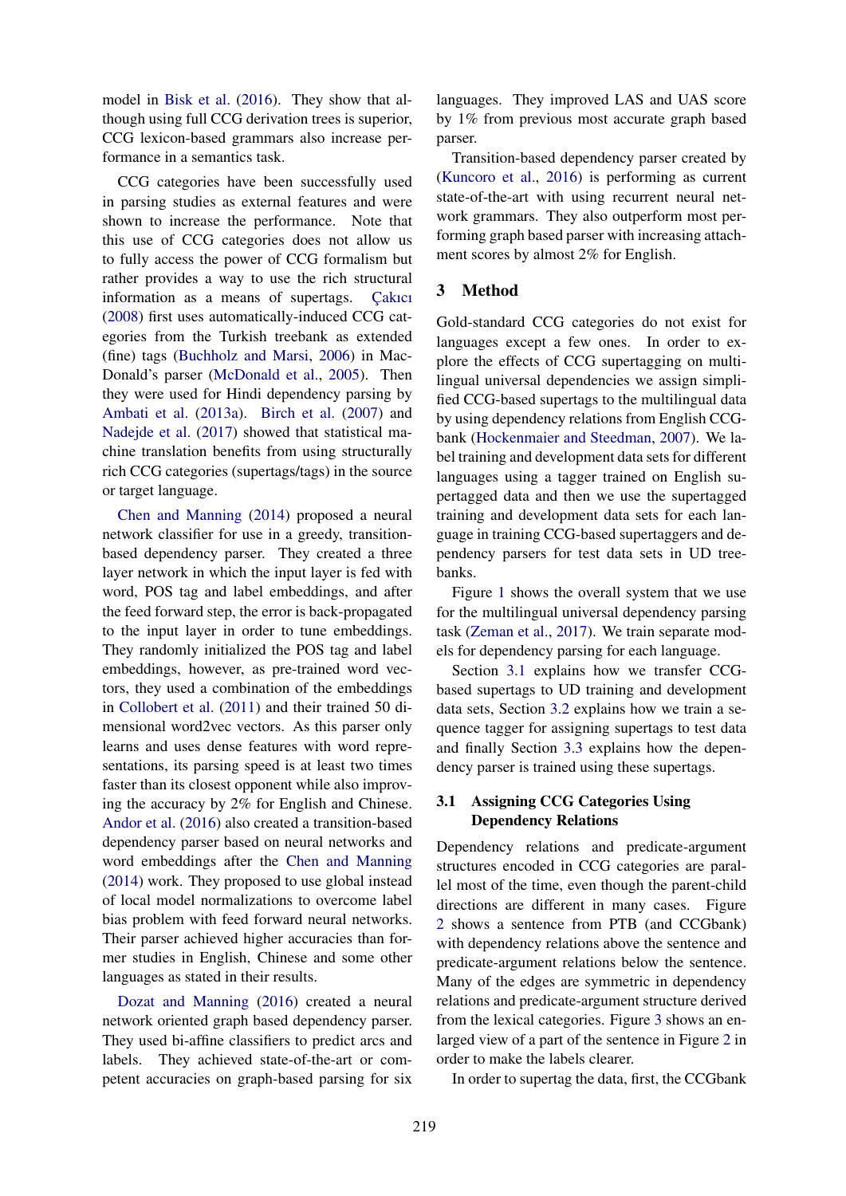model in Bisk et al. (2016). They show that although using full CCG derivation trees is superior, CCG lexicon-based grammars also increase performance in a semantics task.

CCG categories have been successfully used in parsing studies as external features and were shown to increase the performance. Note that this use of CCG categories does not allow us to fully access the power of CCG formalism but rather provides a way to use the rich structural information as a means of supertags. Çakıcı (2008) first uses automatically-induced CCG categories from the Turkish treebank as extended (fine) tags (Buchholz and Marsi, 2006) in MacDonald's parser (McDonald et al., 2005). Then they were used for Hindi dependency parsing by Ambati et al. (2013a). Birch et al. (2007) and Nadejde et al. (2017) showed that statistical machine translation benefits from using structurally rich CCG categories (supertags/tags) in the source or target language.

Chen and Manning (2014) proposed a neural network classifier for use in a greedy, transition-based dependency parser. They created a three layer network in which the input layer is fed with word, POS tag and label embeddings, and after the feed forward step, the error is back-propagated to the input layer in order to tune embeddings. They randomly initialized the POS tag and label embeddings, however, as pre-trained word vectors, they used a combination of the embeddings in Collobert et al. (2011) and their trained 50 dimensional word2vec vectors. As this parser only learns and uses dense features with word representations, its parsing speed is at least two times faster than its closest opponent while also improving the accuracy by 2% for English and Chinese. Andor et al. (2016) also created a transition-based dependency parser based on neural networks and word embeddings after the Chen and Manning (2014) work. They proposed to use global instead of local model normalizations to overcome label bias problem with feed forward neural networks. Their parser achieved higher accuracies than former studies in English, Chinese and some other languages as stated in their results.

Dozat and Manning (2016) created a neural network oriented graph based dependency parser. They used bi-affine classifiers to predict arcs and labels. They achieved state-of-the-art or competent accuracies on graph-based parsing for six languages. They improved LAS and UAS score by 1% from previous most accurate graph based parser.

Transition-based dependency parser created by (Kuncoro et al., 2016) is performing as current state-of-the-art with using recurrent neural network grammars. They also outperform most performing graph based parser with increasing attachment scores by almost 2% for English.

## 3 Method

Gold-standard CCG categories do not exist for languages except a few ones. In order to explore the effects of CCG supertagging on multilingual universal dependencies we assign simplified CCG-based supertags to the multilingual data by using dependency relations from English CCGbank (Hockenmaier and Steedman, 2007). We label training and development data sets for different languages using a tagger trained on English supertagged data and then we use the supertagged training and development data sets for each language in training CCG-based supertaggers and dependency parsers for test data sets in UD treebanks.

Figure 1 shows the overall system that we use for the multilingual universal dependency parsing task (Zeman et al., 2017). We train separate models for dependency parsing for each language.

Section 3.1 explains how we transfer CCG-based supertags to UD training and development data sets, Section 3.2 explains how we train a sequence tagger for assigning supertags to test data and finally Section 3.3 explains how the dependency parser is trained using these supertags.

### 3.1 Assigning CCG Categories Using Dependency Relations

Dependency relations and predicate-argument structures encoded in CCG categories are parallel most of the time, even though the parent-child directions are different in many cases. Figure 2 shows a sentence from PTB (and CCGbank) with dependency relations above the sentence and predicate-argument relations below the sentence. Many of the edges are symmetric in dependency relations and predicate-argument structure derived from the lexical categories. Figure 3 shows an enlarged view of a part of the sentence in Figure 2 in order to make the labels clearer.

In order to supertag the data, first, the CCGbank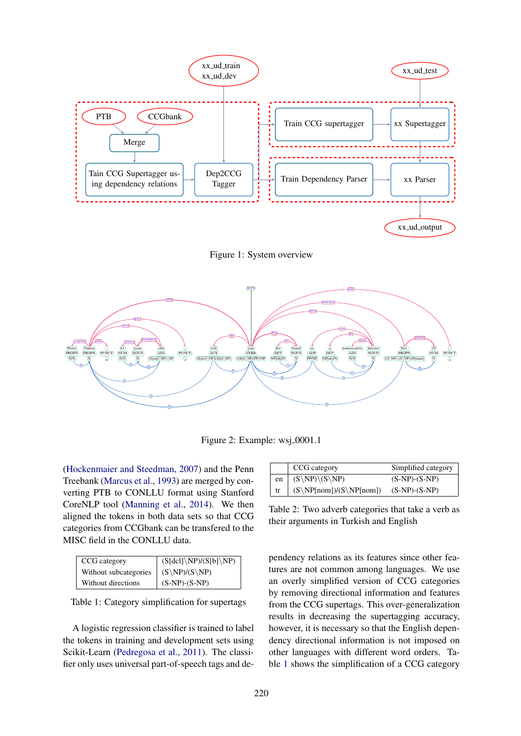Figure 1: System overview

Figure 2: Example: wsj_0001.1

(Hockenmaier and Steedman, 2007) and the Penn Treebank (Marcus et al., 1993) are merged by converting PTB to CONLLU format using Stanford CoreNLP tool (Manning et al., 2014). We then aligned the tokens in both data sets so that CCG categories from CCGbank can be transfered to the MISC field in the CONLLU data.

| CCG category | (S[dcl]\NP)/(S[b]\NP) |
|---|---|
| Without subcategories | (S\NP)/(S\NP) |
| Without directions | (S-NP)-(S-NP) |

Table 1: Category simplification for supertags

A logistic regression classifier is trained to label the tokens in training and development sets using Scikit-Learn (Pedregosa et al., 2011). The classifier only uses universal part-of-speech tags and dependency relations as its features since other features are not common among languages. We use an overly simplified version of CCG categories by removing directional information and features from the CCG supertags. This over-generalization results in decreasing the supertagging accuracy, however, it is necessary so that the English dependency directional information is not imposed on other languages with different word orders. Table 1 shows the simplification of a CCG category

| | CCG category | Simplified category |
|---|---|---|
| en | (S\NP)\(S\NP) | (S-NP)-(S-NP) |
| tr | (S\NP[nom])/(S\NP[nom]) | (S-NP)-(S-NP) |

Table 2: Two adverb categories that take a verb as their arguments in Turkish and English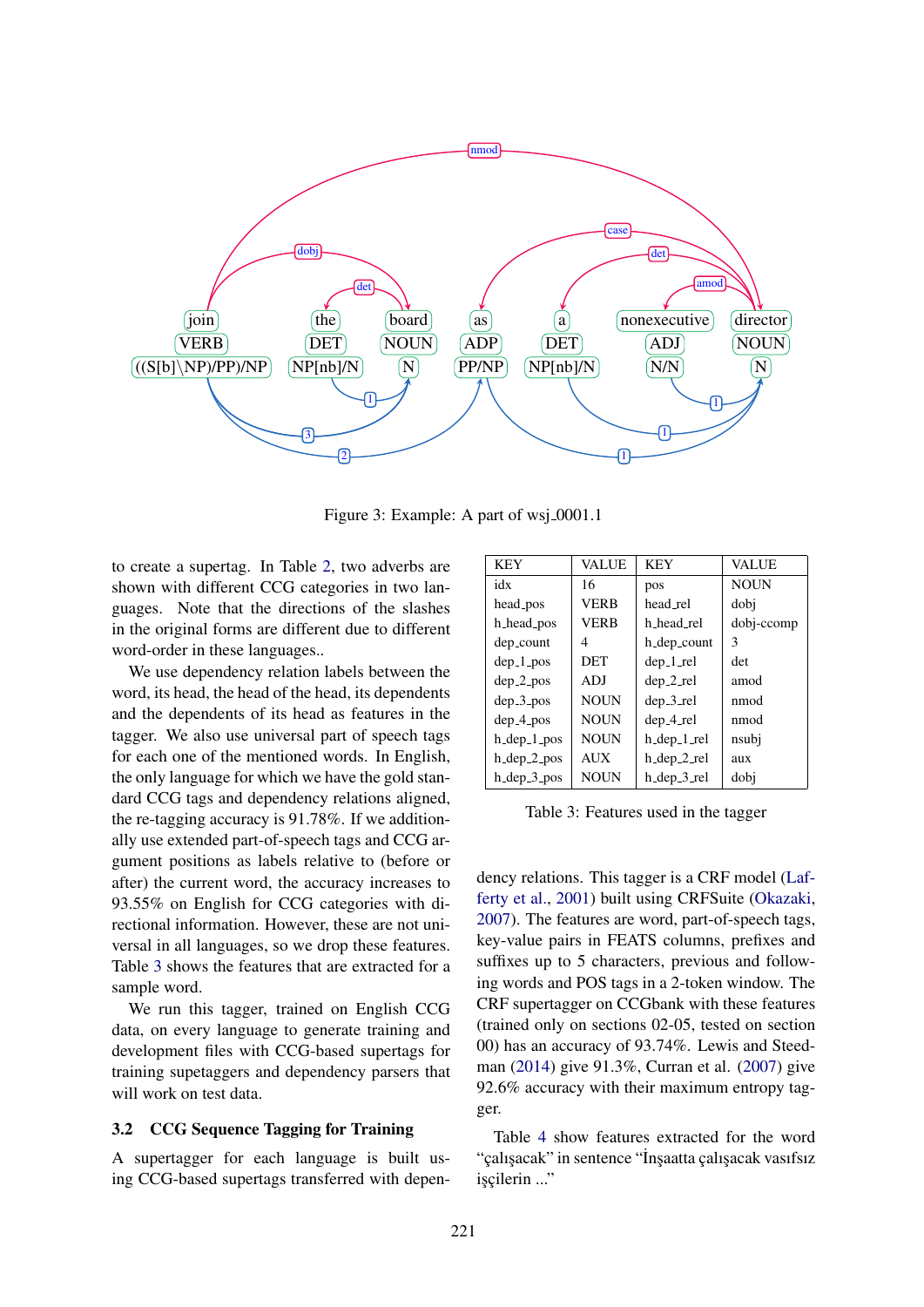Figure 3: Example: A part of wsj_0001.1

to create a supertag. In Table 2, two adverbs are shown with different CCG categories in two languages. Note that the directions of the slashes in the original forms are different due to different word-order in these languages..

We use dependency relation labels between the word, its head, the head of the head, its dependents and the dependents of its head as features in the tagger. We also use universal part of speech tags for each one of the mentioned words. In English, the only language for which we have the gold standard CCG tags and dependency relations aligned, the re-tagging accuracy is 91.78%. If we additionally use extended part-of-speech tags and CCG argument positions as labels relative to (before or after) the current word, the accuracy increases to 93.55% on English for CCG categories with directional information. However, these are not universal in all languages, so we drop these features. Table 3 shows the features that are extracted for a sample word.

We run this tagger, trained on English CCG data, on every language to generate training and development files with CCG-based supertags for training supetaggers and dependency parsers that will work on test data.

## 3.2 CCG Sequence Tagging for Training

A supertagger for each language is built using CCG-based supertags transferred with dependency relations. This tagger is a CRF model (Lafferty et al., 2001) built using CRFSuite (Okazaki, 2007). The features are word, part-of-speech tags, key-value pairs in FEATS columns, prefixes and suffixes up to 5 characters, previous and following words and POS tags in a 2-token window. The CRF supertagger on CCGbank with these features (trained only on sections 02-05, tested on section 00) has an accuracy of 93.74%. Lewis and Steedman (2014) give 91.3%, Curran et al. (2007) give 92.6% accuracy with their maximum entropy tagger.

Table 4 show features extracted for the word “çalışacak” in sentence “İnşaatta çalışacak vasıfsız işçilerin ...”

| KEY | VALUE | KEY | VALUE |
|---|---|---|---|
| idx | 16 | pos | NOUN |
| head_pos | VERB | head_rel | dobj |
| h_head_pos | VERB | h_head_rel | dobj-ccomp |
| dep_count | 4 | h_dep_count | 3 |
| dep_1_pos | DET | h_dep_1_rel | det |
| dep_2_pos | ADJ | dep_2_rel | amod |
| dep_3_pos | NOUN | dep_3_rel | nmod |
| dep_4_pos | NOUN | dep_4_rel | nmod |
| h_dep_1_pos | NOUN | h_dep_1_rel | nsubj |
| h_dep_2_pos | AUX | h_dep_2_rel | aux |
| h_dep_3_pos | NOUN | h_dep_3_rel | dobj |

Table 3: Features used in the tagger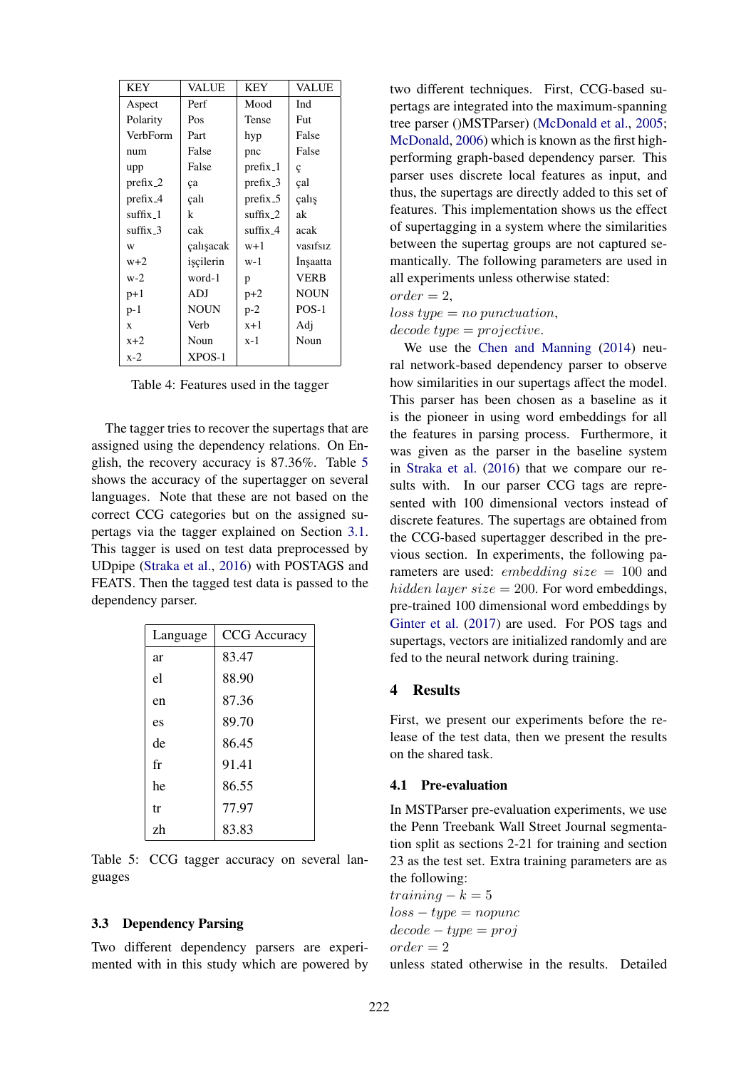| KEY | VALUE | KEY | VALUE |
| --- | --- | --- | --- |
| Aspect | Perf | Mood | Ind |
| Polarity | Pos | Tense | Fut |
| VerbForm | Part | hyp | False |
| num | False | pnc | False |
| upp | False | prefix_1 | ç |
| prefix_2 | ça | prefix_3 | çal |
| prefix_4 | çalı | prefix_5 | çalış |
| suffix_1 | k | suffix_2 | ak |
| suffix_3 | cak | suffix_4 | acak |
| w | çalışacak | w+1 | vasıfsız |
| w+2 | işçilerin | w-1 | İnşaatta |
| w-2 | word-1 | p | VERB |
| p+1 | ADJ | p+2 | NOUN |
| p-1 | NOUN | p-2 | POS-1 |
| x | Verb | x+1 | Adj |
| x+2 | Noun | x-1 | Noun |
| x-2 | XPOS-1 | | |

Table 4: Features used in the tagger

The tagger tries to recover the supertags that are assigned using the dependency relations. On English, the recovery accuracy is 87.36%. Table 5 shows the accuracy of the supertagger on several languages. Note that these are not based on the correct CCG categories but on the assigned supertags via the tagger explained on Section 3.1. This tagger is used on test data preprocessed by UDpipe (Straka et al., 2016) with POSTAGS and FEATS. Then the tagged test data is passed to the dependency parser.

| Language | CCG Accuracy |
| --- | --- |
| ar | 83.47 |
| el | 88.90 |
| en | 87.36 |
| es | 89.70 |
| de | 86.45 |
| fr | 91.41 |
| he | 86.55 |
| tr | 77.97 |
| zh | 83.83 |

Table 5: CCG tagger accuracy on several languages

### 3.3 Dependency Parsing

Two different dependency parsers are experimented with in this study which are powered by two different techniques. First, CCG-based supertags are integrated into the maximum-spanning tree parser ()MSTParser) (McDonald et al., 2005; McDonald, 2006) which is known as the first high-performing graph-based dependency parser. This parser uses discrete local features as input, and thus, the supertags are directly added to this set of features. This implementation shows us the effect of supertagging in a system where the similarities between the supertag groups are not captured semantically. The following parameters are used in all experiments unless otherwise stated:
$order = 2$,
$loss\ type = no\ punctuation$,
$decode\ type = projective$.

We use the Chen and Manning (2014) neural network-based dependency parser to observe how similarities in our supertags affect the model. This parser has been chosen as a baseline as it is the pioneer in using word embeddings for all the features in parsing process. Furthermore, it was given as the parser in the baseline system in Straka et al. (2016) that we compare our results with. In our parser CCG tags are represented with 100 dimensional vectors instead of discrete features. The supertags are obtained from the CCG-based supertagger described in the previous section. In experiments, the following parameters are used: $embedding\ size = 100$ and $hidden\ layer\ size = 200$. For word embeddings, pre-trained 100 dimensional word embeddings by Ginter et al. (2017) are used. For POS tags and supertags, vectors are initialized randomly and are fed to the neural network during training.

## 4 Results

First, we present our experiments before the release of the test data, then we present the results on the shared task.

### 4.1 Pre-evaluation

In MSTParser pre-evaluation experiments, we use the Penn Treebank Wall Street Journal segmentation split as sections 2-21 for training and section 23 as the test set. Extra training parameters are as the following:
$training - k = 5$
$loss - type = nopunc$
$decode - type = proj$
$order = 2$
unless stated otherwise in the results. Detailed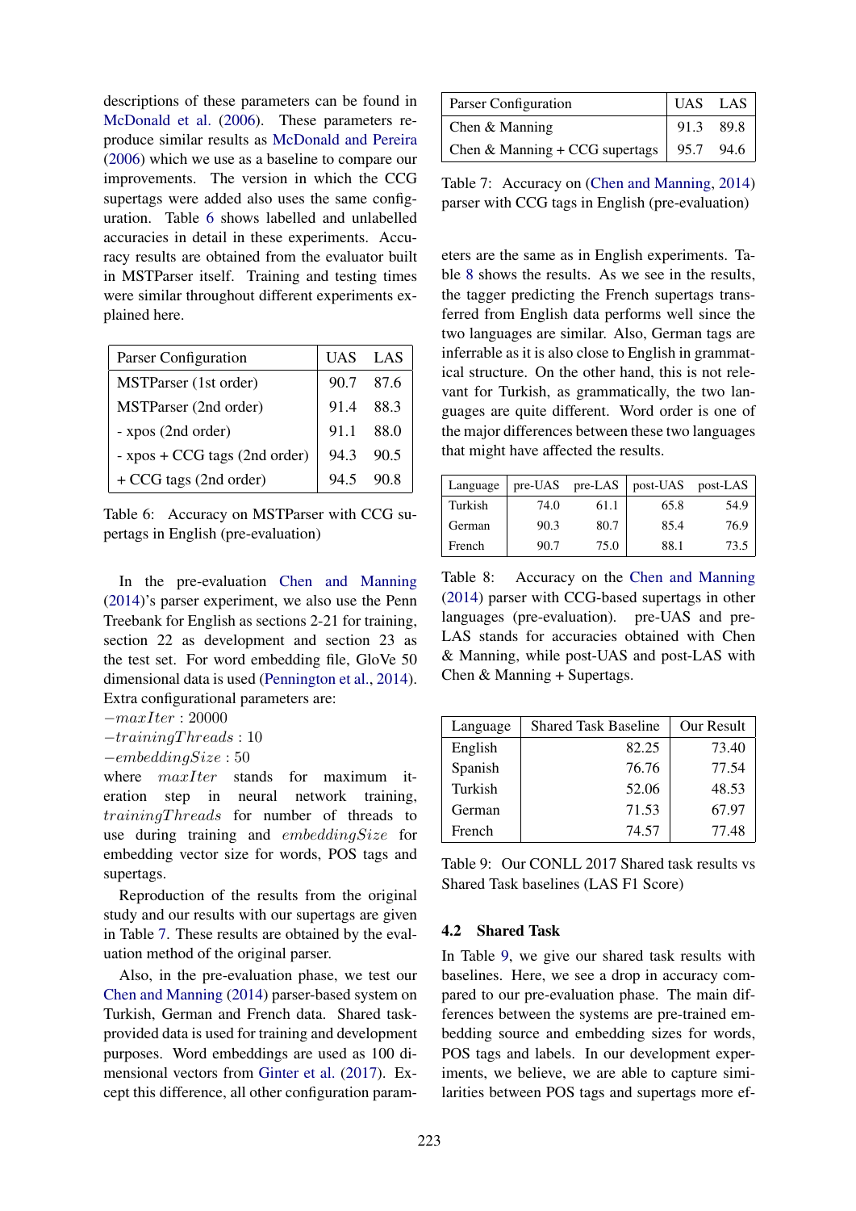descriptions of these parameters can be found in McDonald et al. (2006). These parameters reproduce similar results as McDonald and Pereira (2006) which we use as a baseline to compare our improvements. The version in which the CCG supertags were added also uses the same configuration. Table 6 shows labelled and unlabelled accuracies in detail in these experiments. Accuracy results are obtained from the evaluator built in MSTParser itself. Training and testing times were similar throughout different experiments explained here.

| Parser Configuration | UAS | LAS |
|---|---|---|
| MSTParser (1st order) | 90.7 | 87.6 |
| MSTParser (2nd order) | 91.4 | 88.3 |
| - xpos (2nd order) | 91.1 | 88.0 |
| - xpos + CCG tags (2nd order) | 94.3 | 90.5 |
| + CCG tags (2nd order) | 94.5 | 90.8 |

Table 6: Accuracy on MSTParser with CCG supertags in English (pre-evaluation)

In the pre-evaluation Chen and Manning (2014)'s parser experiment, we also use the Penn Treebank for English as sections 2-21 for training, section 22 as development and section 23 as the test set. For word embedding file, GloVe 50 dimensional data is used (Pennington et al., 2014). Extra configurational parameters are:
$-maxIter$ : 20000
$-trainingThreads$ : 10
$-embeddingSize$ : 50
where $maxIter$ stands for maximum iteration step in neural network training, $trainingThreads$ for number of threads to use during training and $embeddingSize$ for embedding vector size for words, POS tags and supertags.

Reproduction of the results from the original study and our results with our supertags are given in Table 7. These results are obtained by the evaluation method of the original parser.

Also, in the pre-evaluation phase, we test our Chen and Manning (2014) parser-based system on Turkish, German and French data. Shared task-provided data is used for training and development purposes. Word embeddings are used as 100 dimensional vectors from Ginter et al. (2017). Except this difference, all other configuration parameters are the same as in English experiments. Table 8 shows the results. As we see in the results, the tagger predicting the French supertags transferred from English data performs well since the two languages are similar. Also, German tags are inferrable as it is also close to English in grammatical structure. On the other hand, this is not relevant for Turkish, as grammatically, the two languages are quite different. Word order is one of the major differences between these two languages that might have affected the results.

| Parser Configuration | UAS | LAS |
|---|---|---|
| Chen & Manning | 91.3 | 89.8 |
| Chen & Manning + CCG supertags | 95.7 | 94.6 |

Table 7: Accuracy on (Chen and Manning, 2014) parser with CCG tags in English (pre-evaluation)

| Language | pre-UAS | pre-LAS | post-UAS | post-LAS |
|---|---|---|---|---|
| Turkish | 74.0 | 61.1 | 65.8 | 54.9 |
| German | 90.3 | 80.7 | 85.4 | 76.9 |
| French | 90.7 | 75.0 | 88.1 | 73.5 |

Table 8: Accuracy on the Chen and Manning (2014) parser with CCG-based supertags in other languages (pre-evaluation). pre-UAS and pre-LAS stands for accuracies obtained with Chen & Manning, while post-UAS and post-LAS with Chen & Manning + Supertags.

| Language | Shared Task Baseline | Our Result |
|---|---|---|
| English | 82.25 | 73.40 |
| Spanish | 76.76 | 77.54 |
| Turkish | 52.06 | 48.53 |
| German | 71.53 | 67.97 |
| French | 74.57 | 77.48 |

Table 9: Our CONLL 2017 Shared task results vs Shared Task baselines (LAS F1 Score)

### 4.2 Shared Task

In Table 9, we give our shared task results with baselines. Here, we see a drop in accuracy compared to our pre-evaluation phase. The main differences between the systems are pre-trained embedding source and embedding sizes for words, POS tags and labels. In our development experiments, we believe, we are able to capture similarities between POS tags and supertags more ef-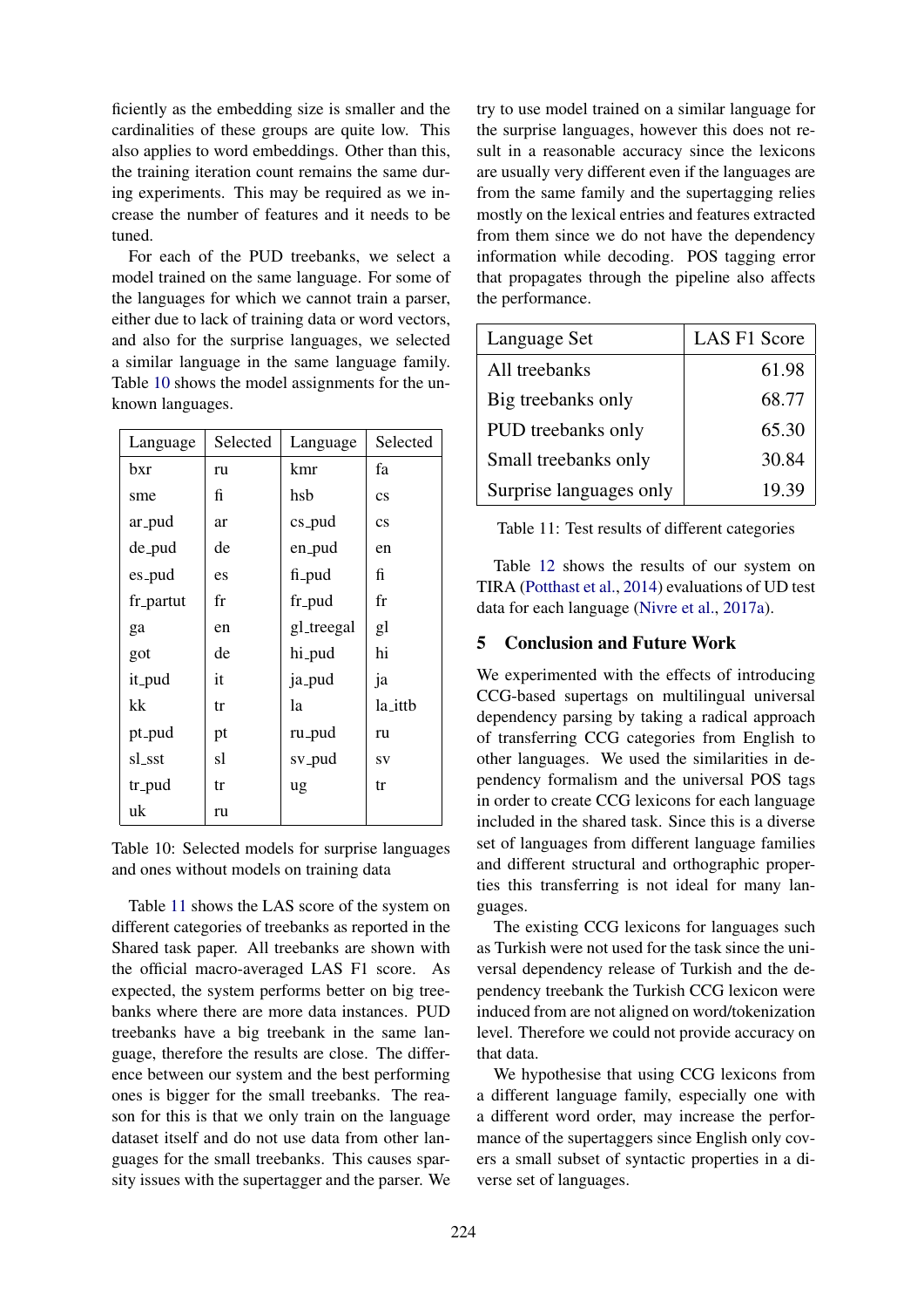ficiently as the embedding size is smaller and the cardinalities of these groups are quite low. This also applies to word embeddings. Other than this, the training iteration count remains the same during experiments. This may be required as we increase the number of features and it needs to be tuned.

For each of the PUD treebanks, we select a model trained on the same language. For some of the languages for which we cannot train a parser, either due to lack of training data or word vectors, and also for the surprise languages, we selected a similar language in the same language family. Table 10 shows the model assignments for the unknown languages.

| Language | Selected | Language | Selected |
|---|---|---|---|
| bxr | ru | kmr | fa |
| sme | fi | hsb | cs |
| ar_pud | ar | cs_pud | cs |
| de_pud | de | en_pud | en |
| es_pud | es | fi_pud | fi |
| fr_partut | fr | fr_pud | fr |
| ga | en | gl_treegal | gl |
| got | de | hi_pud | hi |
| it_pud | it | ja_pud | ja |
| kk | tr | la | la_ittb |
| pt_pud | pt | ru_pud | ru |
| sl_sst | sl | sv_pud | sv |
| tr_pud | tr | ug | tr |
| uk | ru | | |

Table 10: Selected models for surprise languages and ones without models on training data

Table 11 shows the LAS score of the system on different categories of treebanks as reported in the Shared task paper. All treebanks are shown with the official macro-averaged LAS F1 score. As expected, the system performs better on big treebanks where there are more data instances. PUD treebanks have a big treebank in the same language, therefore the results are close. The difference between our system and the best performing ones is bigger for the small treebanks. The reason for this is that we only train on the language dataset itself and do not use data from other languages for the small treebanks. This causes sparsity issues with the supertagger and the parser. We try to use model trained on a similar language for the surprise languages, however this does not result in a reasonable accuracy since the lexicons are usually very different even if the languages are from the same family and the supertagging relies mostly on the lexical entries and features extracted from them since we do not have the dependency information while decoding. POS tagging error that propagates through the pipeline also affects the performance.

| Language Set | LAS F1 Score |
|---|---|
| All treebanks | 61.98 |
| Big treebanks only | 68.77 |
| PUD treebanks only | 65.30 |
| Small treebanks only | 30.84 |
| Surprise languages only | 19.39 |

Table 11: Test results of different categories

Table 12 shows the results of our system on TIRA (Potthast et al., 2014) evaluations of UD test data for each language (Nivre et al., 2017a).

## 5 Conclusion and Future Work

We experimented with the effects of introducing CCG-based supertags on multilingual universal dependency parsing by taking a radical approach of transferring CCG categories from English to other languages. We used the similarities in dependency formalism and the universal POS tags in order to create CCG lexicons for each language included in the shared task. Since this is a diverse set of languages from different language families and different structural and orthographic properties this transferring is not ideal for many languages.

The existing CCG lexicons for languages such as Turkish were not used for the task since the universal dependency release of Turkish and the dependency treebank the Turkish CCG lexicon were induced from are not aligned on word/tokenization level. Therefore we could not provide accuracy on that data.

We hypothesise that using CCG lexicons from a different language family, especially one with a different word order, may increase the performance of the supertaggers since English only covers a small subset of syntactic properties in a diverse set of languages.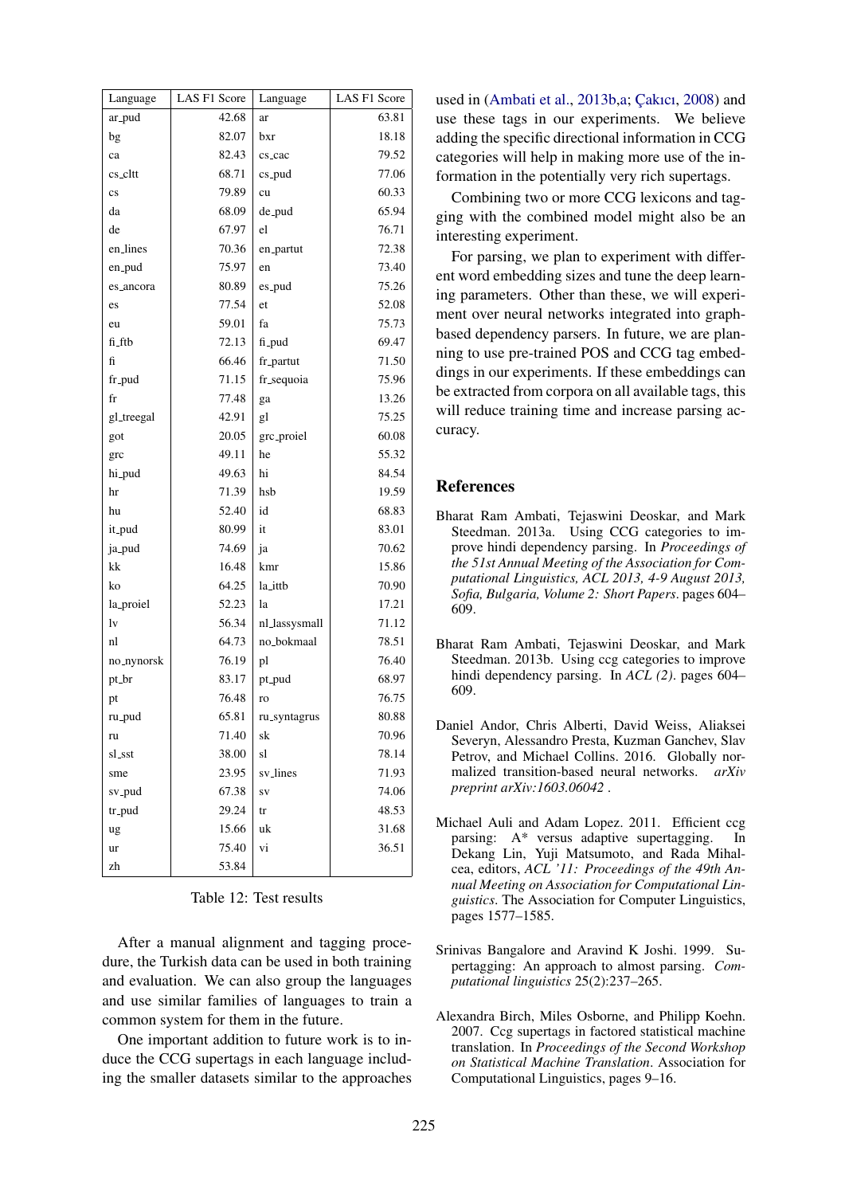| Language | LAS F1 Score | Language | LAS F1 Score |
|---|---|---|---|
| ar_pud | 42.68 | ar | 63.81 |
| bg | 82.07 | bxr | 18.18 |
| ca | 82.43 | cs_cac | 79.52 |
| cs_cltt | 68.71 | cs_pud | 77.06 |
| cs | 79.89 | cu | 60.33 |
| da | 68.09 | de_pud | 65.94 |
| de | 67.97 | el | 76.71 |
| en_lines | 70.36 | en_partut | 72.38 |
| en_pud | 75.97 | en | 73.40 |
| es_ancora | 80.89 | es_pud | 75.26 |
| es | 77.54 | et | 52.08 |
| eu | 59.01 | fa | 75.73 |
| fi_ftb | 72.13 | fi_pud | 69.47 |
| fi | 66.46 | fr_partut | 71.50 |
| fr_pud | 71.15 | fr_sequoia | 75.96 |
| fr | 77.48 | ga | 13.26 |
| gl_treegal | 42.91 | gl | 75.25 |
| got | 20.05 | grc_proiel | 60.08 |
| grc | 49.11 | he | 55.32 |
| hi_pud | 49.63 | hi | 84.54 |
| hr | 71.39 | hsb | 19.59 |
| hu | 52.40 | id | 68.83 |
| it_pud | 80.99 | it | 83.01 |
| ja_pud | 74.69 | ja | 70.62 |
| kk | 16.48 | kmr | 15.86 |
| ko | 64.25 | la_ittb | 70.90 |
| la_proiel | 52.23 | la | 17.21 |
| lv | 56.34 | nl_lassysmall | 71.12 |
| nl | 64.73 | no_bokmaal | 78.51 |
| no_nynorsk | 76.19 | pl | 76.40 |
| pt_br | 83.17 | pt_pud | 68.97 |
| pt | 76.48 | ro | 76.75 |
| ru_pud | 65.81 | ru_syntagrus | 80.88 |
| ru | 71.40 | sk | 70.96 |
| sl_sst | 38.00 | sl | 78.14 |
| sme | 23.95 | sv_lines | 71.93 |
| sv_pud | 67.38 | sv | 74.06 |
| tr_pud | 29.24 | tr | 48.53 |
| ug | 15.66 | uk | 31.68 |
| ur | 75.40 | vi | 36.51 |
| zh | 53.84 | | |

Table 12: Test results

After a manual alignment and tagging procedure, the Turkish data can be used in both training and evaluation. We can also group the languages and use similar families of languages to train a common system for them in the future.

One important addition to future work is to induce the CCG supertags in each language including the smaller datasets similar to the approaches used in (Ambati et al., 2013b,a; Çakıcı, 2008) and use these tags in our experiments. We believe adding the specific directional information in CCG categories will help in making more use of the information in the potentially very rich supertags.

Combining two or more CCG lexicons and tagging with the combined model might also be an interesting experiment.

For parsing, we plan to experiment with different word embedding sizes and tune the deep learning parameters. Other than these, we will experiment over neural networks integrated into graph-based dependency parsers. In future, we are planning to use pre-trained POS and CCG tag embeddings in our experiments. If these embeddings can be extracted from corpora on all available tags, this will reduce training time and increase parsing accuracy.

## References

Bharat Ram Ambati, Tejaswini Deoskar, and Mark Steedman. 2013a. Using CCG categories to improve hindi dependency parsing. In *Proceedings of the 51st Annual Meeting of the Association for Computational Linguistics, ACL 2013, 4-9 August 2013, Sofia, Bulgaria, Volume 2: Short Papers*. pages 604–609.

Bharat Ram Ambati, Tejaswini Deoskar, and Mark Steedman. 2013b. Using ccg categories to improve hindi dependency parsing. In *ACL (2)*. pages 604–609.

Daniel Andor, Chris Alberti, David Weiss, Aliaksei Severyn, Alessandro Presta, Kuzman Ganchev, Slav Petrov, and Michael Collins. 2016. Globally normalized transition-based neural networks. *arXiv preprint arXiv:1603.06042* .

Michael Auli and Adam Lopez. 2011. Efficient ccg parsing: A* versus adaptive supertagging. In Dekang Lin, Yuji Matsumoto, and Rada Mihalcea, editors, *ACL '11: Proceedings of the 49th Annual Meeting on Association for Computational Linguistics*. The Association for Computer Linguistics, pages 1577–1585.

Srinivas Bangalore and Aravind K Joshi. 1999. Supertagging: An approach to almost parsing. *Computational linguistics* 25(2):237–265.

Alexandra Birch, Miles Osborne, and Philipp Koehn. 2007. Ccg supertags in factored statistical machine translation. In *Proceedings of the Second Workshop on Statistical Machine Translation*. Association for Computational Linguistics, pages 9–16.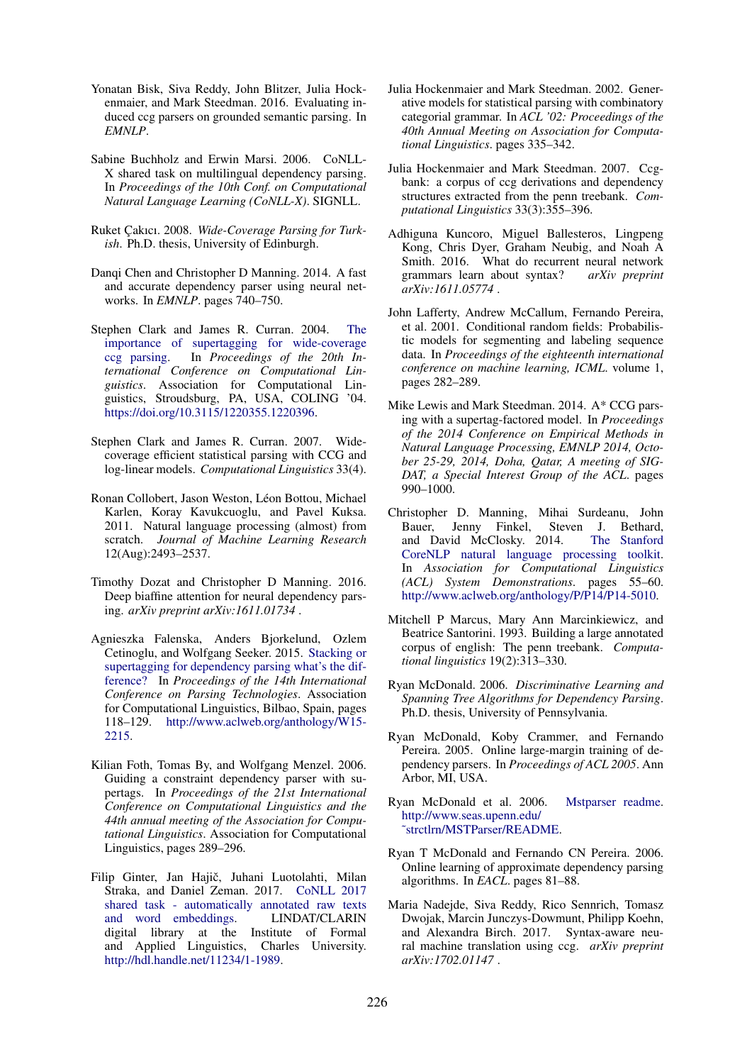Yonatan Bisk, Siva Reddy, John Blitzer, Julia Hockenmaier, and Mark Steedman. 2016. Evaluating induced ccg parsers on grounded semantic parsing. In *EMNLP*.

Sabine Buchholz and Erwin Marsi. 2006. CoNLL-X shared task on multilingual dependency parsing. In *Proceedings of the 10th Conf. on Computational Natural Language Learning (CoNLL-X)*. SIGNLL.

Ruket Çakıcı. 2008. *Wide-Coverage Parsing for Turkish*. Ph.D. thesis, University of Edinburgh.

Danqi Chen and Christopher D Manning. 2014. A fast and accurate dependency parser using neural networks. In *EMNLP*. pages 740–750.

Stephen Clark and James R. Curran. 2004. The importance of supertagging for wide-coverage ccg parsing. In *Proceedings of the 20th International Conference on Computational Linguistics*. Association for Computational Linguistics, Stroudsburg, PA, USA, COLING '04. https://doi.org/10.3115/1220355.1220396.

Stephen Clark and James R. Curran. 2007. Wide-coverage efficient statistical parsing with CCG and log-linear models. *Computational Linguistics* 33(4).

Ronan Collobert, Jason Weston, Léon Bottou, Michael Karlen, Koray Kavukcuoglu, and Pavel Kuksa. 2011. Natural language processing (almost) from scratch. *Journal of Machine Learning Research* 12(Aug):2493–2537.

Timothy Dozat and Christopher D Manning. 2016. Deep biaffine attention for neural dependency parsing. *arXiv preprint arXiv:1611.01734*.

Agnieszka Falenska, Anders Bjorkelund, Ozlem Cetinoglu, and Wolfgang Seeker. 2015. Stacking or supertagging for dependency parsing what's the difference? In *Proceedings of the 14th International Conference on Parsing Technologies*. Association for Computational Linguistics, Bilbao, Spain, pages 118–129. http://www.aclweb.org/anthology/W15-2215.

Kilian Foth, Tomas By, and Wolfgang Menzel. 2006. Guiding a constraint dependency parser with supertags. In *Proceedings of the 21st International Conference on Computational Linguistics and the 44th annual meeting of the Association for Computational Linguistics*. Association for Computational Linguistics, pages 289–296.

Filip Ginter, Jan Hajič, Juhani Luotolahti, Milan Straka, and Daniel Zeman. 2017. CoNLL 2017 shared task - automatically annotated raw texts and word embeddings. LINDAT/CLARIN digital library at the Institute of Formal and Applied Linguistics, Charles University. http://hdl.handle.net/11234/1-1989.

Julia Hockenmaier and Mark Steedman. 2002. Generative models for statistical parsing with combinatory categorial grammar. In *ACL '02: Proceedings of the 40th Annual Meeting on Association for Computational Linguistics*. pages 335–342.

Julia Hockenmaier and Mark Steedman. 2007. Ccgbank: a corpus of ccg derivations and dependency structures extracted from the penn treebank. *Computational Linguistics* 33(3):355–396.

Adhiguna Kuncoro, Miguel Ballesteros, Lingpeng Kong, Chris Dyer, Graham Neubig, and Noah A Smith. 2016. What do recurrent neural network grammars learn about syntax? *arXiv preprint arXiv:1611.05774*.

John Lafferty, Andrew McCallum, Fernando Pereira, et al. 2001. Conditional random fields: Probabilistic models for segmenting and labeling sequence data. In *Proceedings of the eighteenth international conference on machine learning, ICML*. volume 1, pages 282–289.

Mike Lewis and Mark Steedman. 2014. A* CCG parsing with a supertag-factored model. In *Proceedings of the 2014 Conference on Empirical Methods in Natural Language Processing, EMNLP 2014, October 25-29, 2014, Doha, Qatar, A meeting of SIGDAT, a Special Interest Group of the ACL*. pages 990–1000.

Christopher D. Manning, Mihai Surdeanu, John Bauer, Jenny Finkel, Steven J. Bethard, and David McClosky. 2014. The Stanford CoreNLP natural language processing toolkit. In *Association for Computational Linguistics (ACL) System Demonstrations*. pages 55–60. http://www.aclweb.org/anthology/P/P14/P14-5010.

Mitchell P Marcus, Mary Ann Marcinkiewicz, and Beatrice Santorini. 1993. Building a large annotated corpus of english: The penn treebank. *Computational linguistics* 19(2):313–330.

Ryan McDonald. 2006. *Discriminative Learning and Spanning Tree Algorithms for Dependency Parsing*. Ph.D. thesis, University of Pennsylvania.

Ryan McDonald, Koby Crammer, and Fernando Pereira. 2005. Online large-margin training of dependency parsers. In *Proceedings of ACL 2005*. Ann Arbor, MI, USA.

Ryan McDonald et al. 2006. Mstparser readme. http://www.seas.upenn.edu/~strctlrn/MSTParser/README.

Ryan T McDonald and Fernando CN Pereira. 2006. Online learning of approximate dependency parsing algorithms. In *EACL*. pages 81–88.

Maria Nadejde, Siva Reddy, Rico Sennrich, Tomasz Dwojak, Marcin Junczys-Dowmunt, Philipp Koehn, and Alexandra Birch. 2017. Syntax-aware neural machine translation using ccg. *arXiv preprint arXiv:1702.01147*.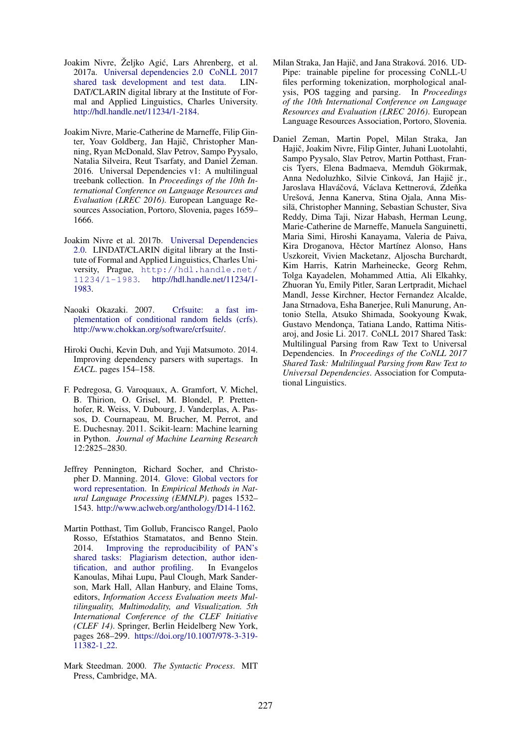Joakim Nivre, Željko Agić, Lars Ahrenberg, et al. 2017a. Universal dependencies 2.0 CoNLL 2017 shared task development and test data. LINDAT/CLARIN digital library at the Institute of Formal and Applied Linguistics, Charles University. http://hdl.handle.net/11234/1-2184.

Joakim Nivre, Marie-Catherine de Marneffe, Filip Ginter, Yoav Goldberg, Jan Hajič, Christopher Manning, Ryan McDonald, Slav Petrov, Sampo Pyysalo, Natalia Silveira, Reut Tsarfaty, and Daniel Zeman. 2016. Universal Dependencies v1: A multilingual treebank collection. In *Proceedings of the 10th International Conference on Language Resources and Evaluation (LREC 2016)*. European Language Resources Association, Portoro, Slovenia, pages 1659–1666.

Joakim Nivre et al. 2017b. Universal Dependencies 2.0. LINDAT/CLARIN digital library at the Institute of Formal and Applied Linguistics, Charles University, Prague, `http://hdl.handle.net/11234/1-1983`. http://hdl.handle.net/11234/1-1983.

Naoaki Okazaki. 2007. Crfsuite: a fast implementation of conditional random fields (crfs). http://www.chokkan.org/software/crfsuite/.

Hiroki Ouchi, Kevin Duh, and Yuji Matsumoto. 2014. Improving dependency parsers with supertags. In *EACL*. pages 154–158.

F. Pedregosa, G. Varoquaux, A. Gramfort, V. Michel, B. Thirion, O. Grisel, M. Blondel, P. Prettenhofer, R. Weiss, V. Dubourg, J. Vanderplas, A. Passos, D. Cournapeau, M. Brucher, M. Perrot, and E. Duchesnay. 2011. Scikit-learn: Machine learning in Python. *Journal of Machine Learning Research* 12:2825–2830.

Jeffrey Pennington, Richard Socher, and Christopher D. Manning. 2014. Glove: Global vectors for word representation. In *Empirical Methods in Natural Language Processing (EMNLP)*. pages 1532–1543. http://www.aclweb.org/anthology/D14-1162.

Martin Potthast, Tim Gollub, Francisco Rangel, Paolo Rosso, Efstathios Stamatatos, and Benno Stein. 2014. Improving the reproducibility of PAN's shared tasks: Plagiarism detection, author identification, and author profiling. In Evangelos Kanoulas, Mihai Lupu, Paul Clough, Mark Sanderson, Mark Hall, Allan Hanbury, and Elaine Toms, editors, *Information Access Evaluation meets Multilinguality, Multimodality, and Visualization. 5th International Conference of the CLEF Initiative (CLEF 14)*. Springer, Berlin Heidelberg New York, pages 268–299. https://doi.org/10.1007/978-3-319-11382-1_22.

Mark Steedman. 2000. *The Syntactic Process*. MIT Press, Cambridge, MA.

Milan Straka, Jan Hajič, and Jana Straková. 2016. UDPipe: trainable pipeline for processing CoNLL-U files performing tokenization, morphological analysis, POS tagging and parsing. In *Proceedings of the 10th International Conference on Language Resources and Evaluation (LREC 2016)*. European Language Resources Association, Portoro, Slovenia.

Daniel Zeman, Martin Popel, Milan Straka, Jan Hajič, Joakim Nivre, Filip Ginter, Juhani Luotolahti, Sampo Pyysalo, Slav Petrov, Martin Potthast, Francis Tyers, Elena Badmaeva, Memduh Gökırmak, Anna Nedoluzhko, Silvie Cinková, Jan Hajič jr., Jaroslava Hlaváčová, Václava Kettnerová, Zdeňka Urešová, Jenna Kanerva, Stina Ojala, Anna Missilä, Christopher Manning, Sebastian Schuster, Siva Reddy, Dima Taji, Nizar Habash, Herman Leung, Marie-Catherine de Marneffe, Manuela Sanguinetti, Maria Simi, Hiroshi Kanayama, Valeria de Paiva, Kira Droganova, Hěctor Martínez Alonso, Hans Uszkoreit, Vivien Macketanz, Aljoscha Burchardt, Kim Harris, Katrin Marheinecke, Georg Rehm, Tolga Kayadelen, Mohammed Attia, Ali Elkahky, Zhuoran Yu, Emily Pitler, Saran Lertpradit, Michael Mandl, Jesse Kirchner, Hector Fernandez Alcalde, Jana Strnadova, Esha Banerjee, Ruli Manurung, Antonio Stella, Atsuko Shimada, Sookyoung Kwak, Gustavo Mendonça, Tatiana Lando, Rattima Nitisaroj, and Josie Li. 2017. CoNLL 2017 Shared Task: Multilingual Parsing from Raw Text to Universal Dependencies. In *Proceedings of the CoNLL 2017 Shared Task: Multilingual Parsing from Raw Text to Universal Dependencies*. Association for Computational Linguistics.